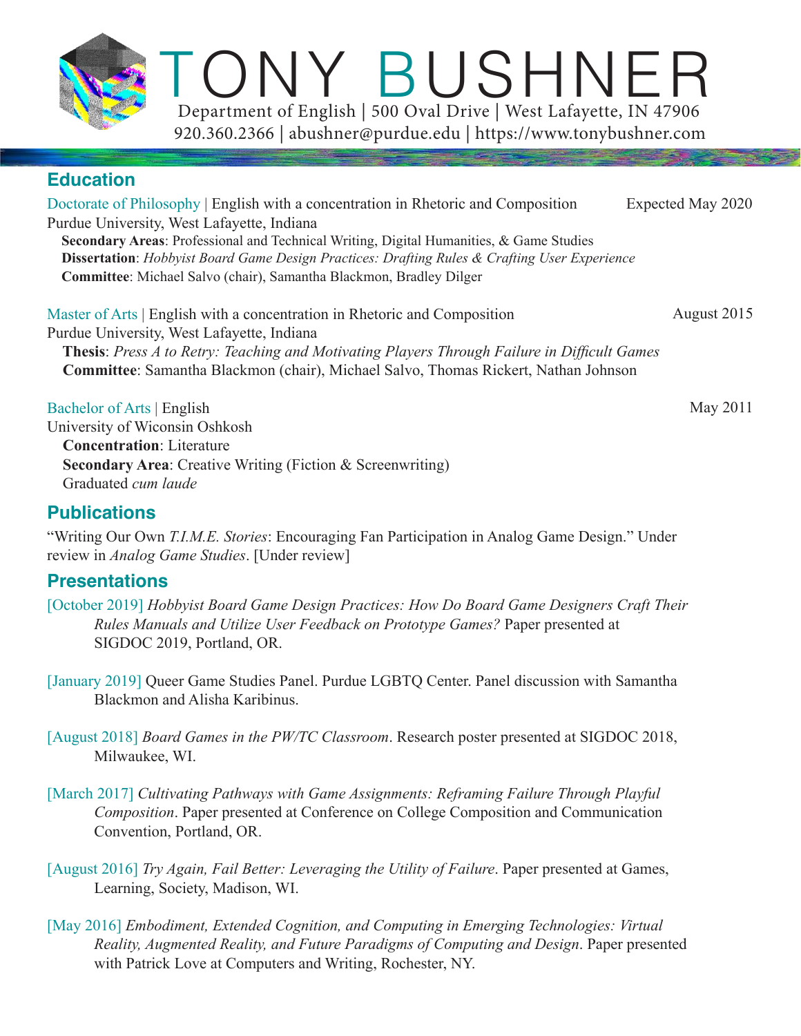# TONY BUSHNER

Department of English | 500 Oval Drive | West Lafayette, IN 47906
920.360.2366 | abushner@purdue.edu | https://www.tonybushner.com

## Education

Doctorate of Philosophy | English with a concentration in Rhetoric and Composition — Expected May 2020
Purdue University, West Lafayette, Indiana
**Secondary Areas**: Professional and Technical Writing, Digital Humanities, & Game Studies
**Dissertation**: *Hobbyist Board Game Design Practices: Drafting Rules & Crafting User Experience*
**Committee**: Michael Salvo (chair), Samantha Blackmon, Bradley Dilger

Master of Arts | English with a concentration in Rhetoric and Composition — August 2015
Purdue University, West Lafayette, Indiana
**Thesis**: *Press A to Retry: Teaching and Motivating Players Through Failure in Difficult Games*
**Committee**: Samantha Blackmon (chair), Michael Salvo, Thomas Rickert, Nathan Johnson

Bachelor of Arts | English — May 2011
University of Wiconsin Oshkosh
**Concentration**: Literature
**Secondary Area**: Creative Writing (Fiction & Screenwriting)
Graduated *cum laude*

## Publications

"Writing Our Own *T.I.M.E. Stories*: Encouraging Fan Participation in Analog Game Design." Under review in *Analog Game Studies*. [Under review]

## Presentations

[October 2019] *Hobbyist Board Game Design Practices: How Do Board Game Designers Craft Their Rules Manuals and Utilize User Feedback on Prototype Games?* Paper presented at SIGDOC 2019, Portland, OR.

[January 2019] Queer Game Studies Panel. Purdue LGBTQ Center. Panel discussion with Samantha Blackmon and Alisha Karibinus.

[August 2018] *Board Games in the PW/TC Classroom*. Research poster presented at SIGDOC 2018, Milwaukee, WI.

[March 2017] *Cultivating Pathways with Game Assignments: Reframing Failure Through Playful Composition*. Paper presented at Conference on College Composition and Communication Convention, Portland, OR.

[August 2016] *Try Again, Fail Better: Leveraging the Utility of Failure*. Paper presented at Games, Learning, Society, Madison, WI.

[May 2016] *Embodiment, Extended Cognition, and Computing in Emerging Technologies: Virtual Reality, Augmented Reality, and Future Paradigms of Computing and Design*. Paper presented with Patrick Love at Computers and Writing, Rochester, NY.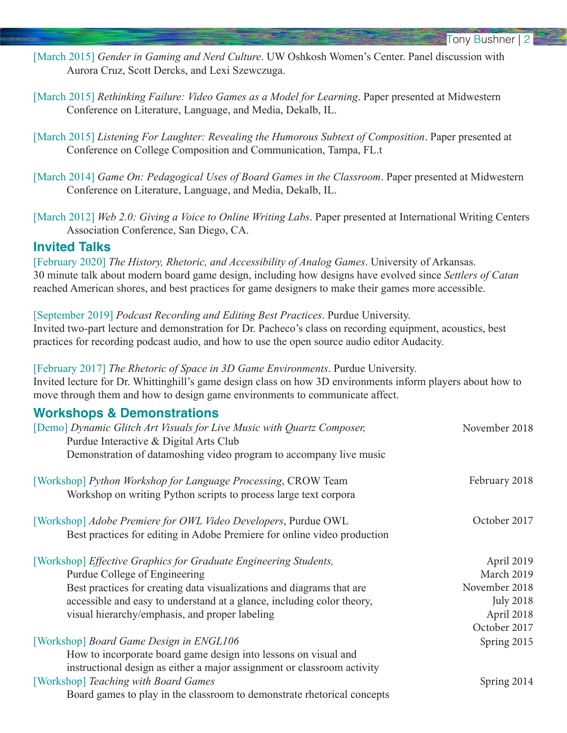[March 2015] *Gender in Gaming and Nerd Culture*. UW Oshkosh Women's Center. Panel discussion with Aurora Cruz, Scott Dercks, and Lexi Szewczuga.

[March 2015] *Rethinking Failure: Video Games as a Model for Learning*. Paper presented at Midwestern Conference on Literature, Language, and Media, Dekalb, IL.

[March 2015] *Listening For Laughter: Revealing the Humorous Subtext of Composition*. Paper presented at Conference on College Composition and Communication, Tampa, FL.t

[March 2014] *Game On: Pedagogical Uses of Board Games in the Classroom*. Paper presented at Midwestern Conference on Literature, Language, and Media, Dekalb, IL.

[March 2012] *Web 2.0: Giving a Voice to Online Writing Labs*. Paper presented at International Writing Centers Association Conference, San Diego, CA.

## Invited Talks

[February 2020] *The History, Rhetoric, and Accessibility of Analog Games*. University of Arkansas.
30 minute talk about modern board game design, including how designs have evolved since *Settlers of Catan* reached American shores, and best practices for game designers to make their games more accessible.

[September 2019] *Podcast Recording and Editing Best Practices*. Purdue University.
Invited two-part lecture and demonstration for Dr. Pacheco's class on recording equipment, acoustics, best practices for recording podcast audio, and how to use the open source audio editor Audacity.

[February 2017] *The Rhetoric of Space in 3D Game Environments*. Purdue University.
Invited lecture for Dr. Whittinghill's game design class on how 3D environments inform players about how to move through them and how to design game environments to communicate affect.

## Workshops & Demonstrations

[Demo] *Dynamic Glitch Art Visuals for Live Music with Quartz Composer,* Purdue Interactive & Digital Arts Club — November 2018
Demonstration of datamoshing video program to accompany live music

[Workshop] *Python Workshop for Language Processing*, CROW Team — February 2018
Workshop on writing Python scripts to process large text corpora

[Workshop] *Adobe Premiere for OWL Video Developers*, Purdue OWL — October 2017
Best practices for editing in Adobe Premiere for online video production

[Workshop] *Effective Graphics for Graduate Engineering Students,* Purdue College of Engineering — April 2019, March 2019, November 2018, July 2018, April 2018, October 2017
Best practices for creating data visualizations and diagrams that are accessible and easy to understand at a glance, including color theory, visual hierarchy/emphasis, and proper labeling

[Workshop] *Board Game Design in ENGL106* — Spring 2015
How to incorporate board game design into lessons on visual and instructional design as either a major assignment or classroom activity

[Workshop] *Teaching with Board Games* — Spring 2014
Board games to play in the classroom to demonstrate rhetorical concepts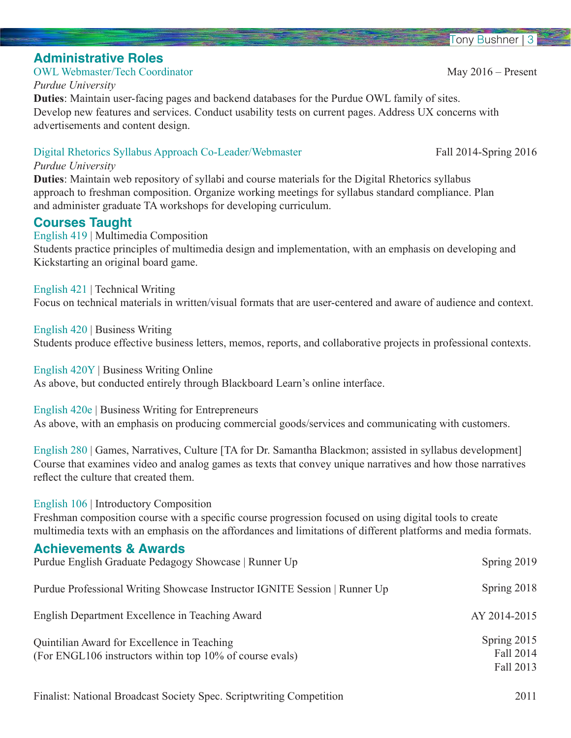## Administrative Roles

**OWL Webmaster/Tech Coordinator** — May 2016 – Present

*Purdue University*

**Duties**: Maintain user-facing pages and backend databases for the Purdue OWL family of sites. Develop new features and services. Conduct usability tests on current pages. Address UX concerns with advertisements and content design.

**Digital Rhetorics Syllabus Approach Co-Leader/Webmaster** — Fall 2014-Spring 2016

*Purdue University*

**Duties**: Maintain web repository of syllabi and course materials for the Digital Rhetorics syllabus approach to freshman composition. Organize working meetings for syllabus standard compliance. Plan and administer graduate TA workshops for developing curriculum.

## Courses Taught

English 419 | Multimedia Composition
Students practice principles of multimedia design and implementation, with an emphasis on developing and Kickstarting an original board game.

English 421 | Technical Writing
Focus on technical materials in written/visual formats that are user-centered and aware of audience and context.

English 420 | Business Writing
Students produce effective business letters, memos, reports, and collaborative projects in professional contexts.

English 420Y | Business Writing Online
As above, but conducted entirely through Blackboard Learn's online interface.

English 420e | Business Writing for Entrepreneurs
As above, with an emphasis on producing commercial goods/services and communicating with customers.

English 280 | Games, Narratives, Culture [TA for Dr. Samantha Blackmon; assisted in syllabus development]
Course that examines video and analog games as texts that convey unique narratives and how those narratives reflect the culture that created them.

English 106 | Introductory Composition
Freshman composition course with a specific course progression focused on using digital tools to create multimedia texts with an emphasis on the affordances and limitations of different platforms and media formats.

## Achievements & Awards

Purdue English Graduate Pedagogy Showcase | Runner Up — Spring 2019

Purdue Professional Writing Showcase Instructor IGNITE Session | Runner Up — Spring 2018

English Department Excellence in Teaching Award — AY 2014-2015

Quintilian Award for Excellence in Teaching — Spring 2015, Fall 2014, Fall 2013
(For ENGL106 instructors within top 10% of course evals)

Finalist: National Broadcast Society Spec. Scriptwriting Competition — 2011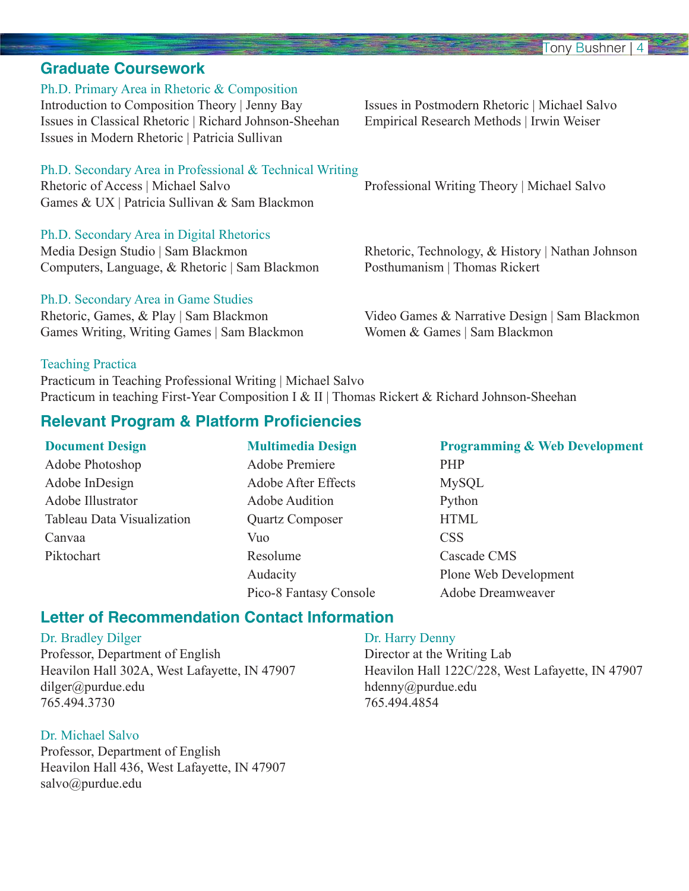## Graduate Coursework

### Ph.D. Primary Area in Rhetoric & Composition

Introduction to Composition Theory | Jenny Bay
Issues in Classical Rhetoric | Richard Johnson-Sheehan
Issues in Modern Rhetoric | Patricia Sullivan
Issues in Postmodern Rhetoric | Michael Salvo
Empirical Research Methods | Irwin Weiser

### Ph.D. Secondary Area in Professional & Technical Writing

Rhetoric of Access | Michael Salvo
Games & UX | Patricia Sullivan & Sam Blackmon
Professional Writing Theory | Michael Salvo

### Ph.D. Secondary Area in Digital Rhetorics

Media Design Studio | Sam Blackmon
Computers, Language, & Rhetoric | Sam Blackmon
Rhetoric, Technology, & History | Nathan Johnson
Posthumanism | Thomas Rickert

### Ph.D. Secondary Area in Game Studies

Rhetoric, Games, & Play | Sam Blackmon
Games Writing, Writing Games | Sam Blackmon
Video Games & Narrative Design | Sam Blackmon
Women & Games | Sam Blackmon

### Teaching Practica

Practicum in Teaching Professional Writing | Michael Salvo
Practicum in teaching First-Year Composition I & II | Thomas Rickert & Richard Johnson-Sheehan

## Relevant Program & Platform Proficiencies

**Document Design**

- Adobe Photoshop
- Adobe InDesign
- Adobe Illustrator
- Tableau Data Visualization
- Canvaa
- Piktochart

**Multimedia Design**

- Adobe Premiere
- Adobe After Effects
- Adobe Audition
- Quartz Composer
- Vuo
- Resolume
- Audacity
- Pico-8 Fantasy Console

**Programming & Web Development**

- PHP
- MySQL
- Python
- HTML
- CSS
- Cascade CMS
- Plone Web Development
- Adobe Dreamweaver

## Letter of Recommendation Contact Information

### Dr. Bradley Dilger

Professor, Department of English
Heavilon Hall 302A, West Lafayette, IN 47907
dilger@purdue.edu
765.494.3730

### Dr. Harry Denny

Director at the Writing Lab
Heavilon Hall 122C/228, West Lafayette, IN 47907
hdenny@purdue.edu
765.494.4854

### Dr. Michael Salvo

Professor, Department of English
Heavilon Hall 436, West Lafayette, IN 47907
salvo@purdue.edu